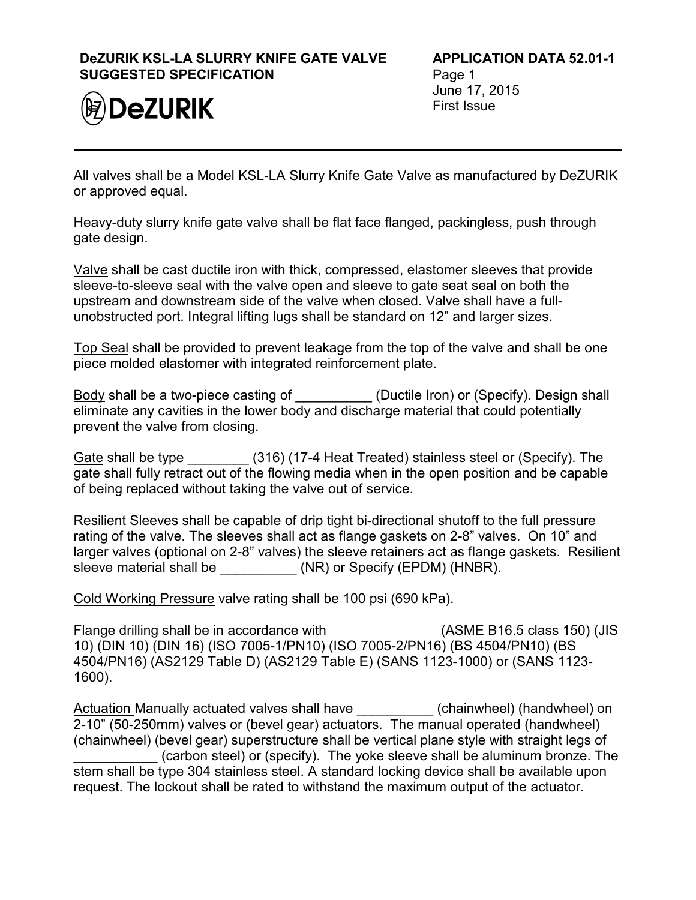**DeZURIK KSL-LA SLURRY KNIFE GATE VALVE SUGGESTED SPECIFICATION**

**APPLICATION DATA 52.01-1**
June 17, 2015
First Issue

All valves shall be a Model KSL-LA Slurry Knife Gate Valve as manufactured by DeZURIK or approved equal.

Heavy-duty slurry knife gate valve shall be flat face flanged, packingless, push through gate design.

Valve shall be cast ductile iron with thick, compressed, elastomer sleeves that provide sleeve-to-sleeve seal with the valve open and sleeve to gate seat seal on both the upstream and downstream side of the valve when closed. Valve shall have a full-unobstructed port. Integral lifting lugs shall be standard on 12" and larger sizes.

Top Seal shall be provided to prevent leakage from the top of the valve and shall be one piece molded elastomer with integrated reinforcement plate.

Body shall be a two-piece casting of __________ (Ductile Iron) or (Specify). Design shall eliminate any cavities in the lower body and discharge material that could potentially prevent the valve from closing.

Gate shall be type ________ (316) (17-4 Heat Treated) stainless steel or (Specify). The gate shall fully retract out of the flowing media when in the open position and be capable of being replaced without taking the valve out of service.

Resilient Sleeves shall be capable of drip tight bi-directional shutoff to the full pressure rating of the valve. The sleeves shall act as flange gaskets on 2-8" valves. On 10" and larger valves (optional on 2-8" valves) the sleeve retainers act as flange gaskets. Resilient sleeve material shall be __________ (NR) or Specify (EPDM) (HNBR).

Cold Working Pressure valve rating shall be 100 psi (690 kPa).

Flange drilling shall be in accordance with ______________ (ASME B16.5 class 150) (JIS 10) (DIN 10) (DIN 16) (ISO 7005-1/PN10) (ISO 7005-2/PN16) (BS 4504/PN10) (BS 4504/PN16) (AS2129 Table D) (AS2129 Table E) (SANS 1123-1000) or (SANS 1123-1600).

Actuation Manually actuated valves shall have __________ (chainwheel) (handwheel) on 2-10" (50-250mm) valves or (bevel gear) actuators. The manual operated (handwheel) (chainwheel) (bevel gear) superstructure shall be vertical plane style with straight legs of ___________ (carbon steel) or (specify). The yoke sleeve shall be aluminum bronze. The stem shall be type 304 stainless steel. A standard locking device shall be available upon request. The lockout shall be rated to withstand the maximum output of the actuator.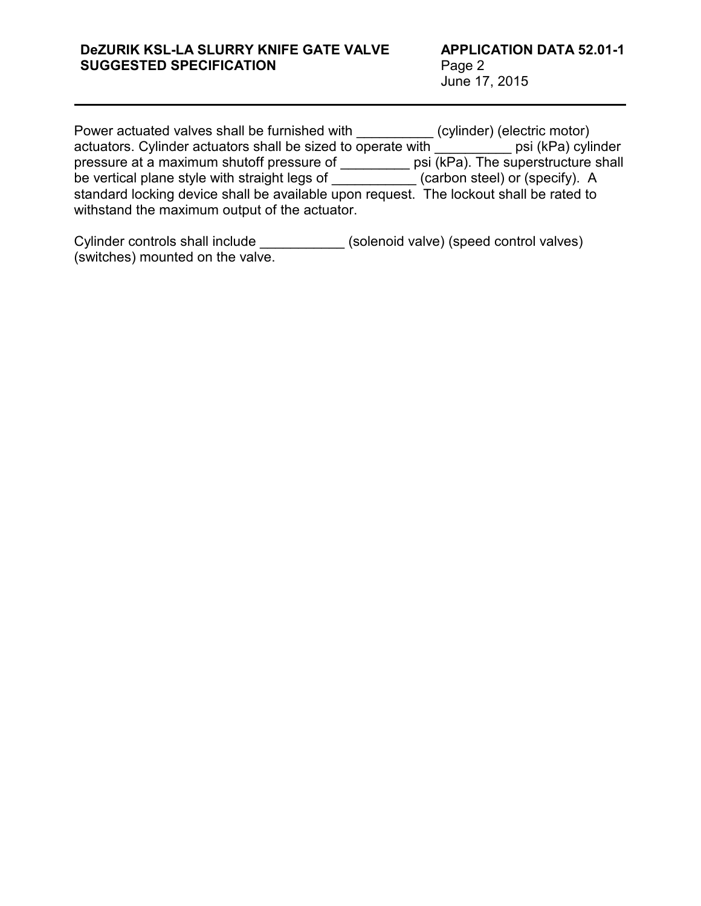Power actuated valves shall be furnished with __________ (cylinder) (electric motor) actuators. Cylinder actuators shall be sized to operate with __________ psi (kPa) cylinder pressure at a maximum shutoff pressure of _________ psi (kPa). The superstructure shall be vertical plane style with straight legs of ___________ (carbon steel) or (specify). A standard locking device shall be available upon request. The lockout shall be rated to withstand the maximum output of the actuator.

Cylinder controls shall include ___________ (solenoid valve) (speed control valves) (switches) mounted on the valve.